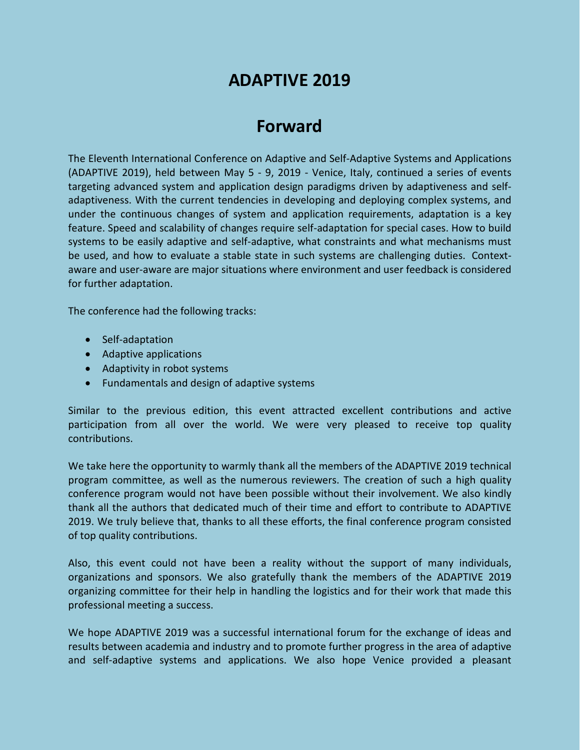# ADAPTIVE 2019

## Forward

The Eleventh International Conference on Adaptive and Self-Adaptive Systems and Applications (ADAPTIVE 2019), held between May 5 - 9, 2019 - Venice, Italy, continued a series of events targeting advanced system and application design paradigms driven by adaptiveness and self-adaptiveness. With the current tendencies in developing and deploying complex systems, and under the continuous changes of system and application requirements, adaptation is a key feature. Speed and scalability of changes require self-adaptation for special cases. How to build systems to be easily adaptive and self-adaptive, what constraints and what mechanisms must be used, and how to evaluate a stable state in such systems are challenging duties. Context-aware and user-aware are major situations where environment and user feedback is considered for further adaptation.

The conference had the following tracks:

- Self-adaptation
- Adaptive applications
- Adaptivity in robot systems
- Fundamentals and design of adaptive systems

Similar to the previous edition, this event attracted excellent contributions and active participation from all over the world. We were very pleased to receive top quality contributions.

We take here the opportunity to warmly thank all the members of the ADAPTIVE 2019 technical program committee, as well as the numerous reviewers. The creation of such a high quality conference program would not have been possible without their involvement. We also kindly thank all the authors that dedicated much of their time and effort to contribute to ADAPTIVE 2019. We truly believe that, thanks to all these efforts, the final conference program consisted of top quality contributions.

Also, this event could not have been a reality without the support of many individuals, organizations and sponsors. We also gratefully thank the members of the ADAPTIVE 2019 organizing committee for their help in handling the logistics and for their work that made this professional meeting a success.

We hope ADAPTIVE 2019 was a successful international forum for the exchange of ideas and results between academia and industry and to promote further progress in the area of adaptive and self-adaptive systems and applications. We also hope Venice provided a pleasant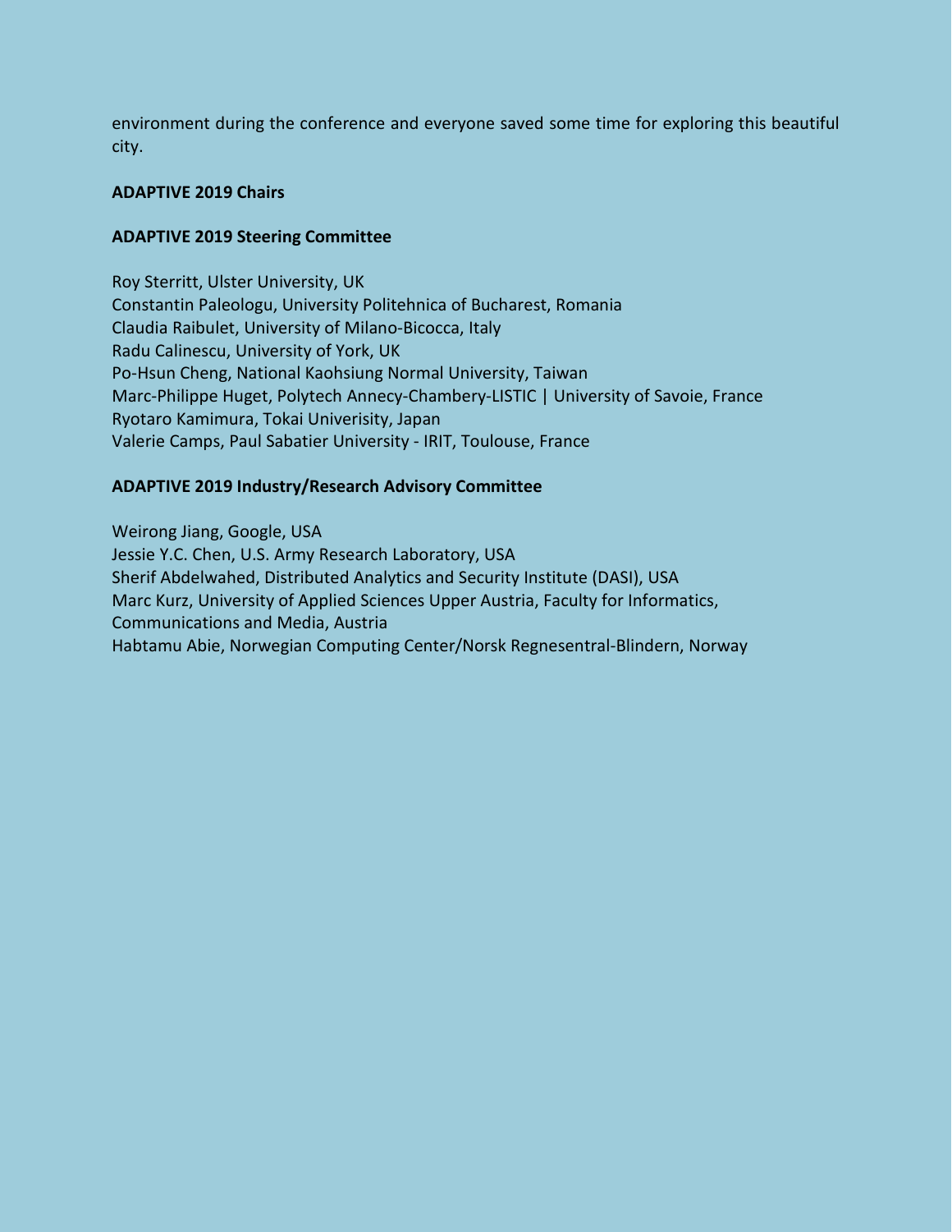environment during the conference and everyone saved some time for exploring this beautiful city.

**ADAPTIVE 2019 Chairs**

**ADAPTIVE 2019 Steering Committee**

Roy Sterritt, Ulster University, UK
Constantin Paleologu, University Politehnica of Bucharest, Romania
Claudia Raibulet, University of Milano-Bicocca, Italy
Radu Calinescu, University of York, UK
Po-Hsun Cheng, National Kaohsiung Normal University, Taiwan
Marc-Philippe Huget, Polytech Annecy-Chambery-LISTIC | University of Savoie, France
Ryotaro Kamimura, Tokai Univerisity, Japan
Valerie Camps, Paul Sabatier University - IRIT, Toulouse, France

**ADAPTIVE 2019 Industry/Research Advisory Committee**

Weirong Jiang, Google, USA
Jessie Y.C. Chen, U.S. Army Research Laboratory, USA
Sherif Abdelwahed, Distributed Analytics and Security Institute (DASI), USA
Marc Kurz, University of Applied Sciences Upper Austria, Faculty for Informatics, Communications and Media, Austria
Habtamu Abie, Norwegian Computing Center/Norsk Regnesentral-Blindern, Norway